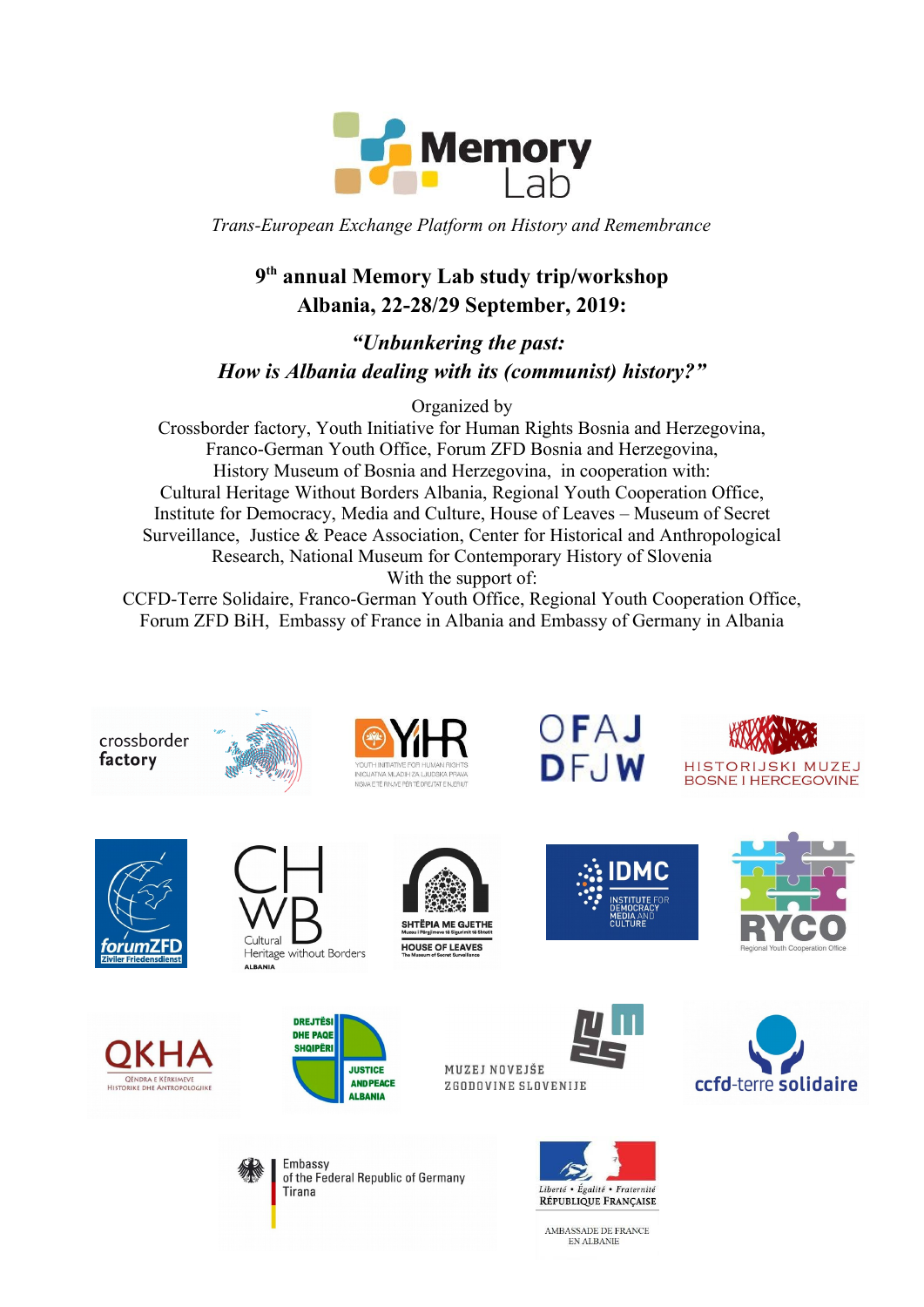Memory Lab

*Trans-European Exchange Platform on History and Remembrance*

## 9th annual Memory Lab study trip/workshop Albania, 22-28/29 September, 2019:

## *"Unbunkering the past: How is Albania dealing with its (communist) history?"*

Organized by
Crossborder factory, Youth Initiative for Human Rights Bosnia and Herzegovina, Franco-German Youth Office, Forum ZFD Bosnia and Herzegovina, History Museum of Bosnia and Herzegovina, in cooperation with:
Cultural Heritage Without Borders Albania, Regional Youth Cooperation Office, Institute for Democracy, Media and Culture, House of Leaves – Museum of Secret Surveillance, Justice & Peace Association, Center for Historical and Anthropological Research, National Museum for Contemporary History of Slovenia
With the support of:
CCFD-Terre Solidaire, Franco-German Youth Office, Regional Youth Cooperation Office, Forum ZFD BiH, Embassy of France in Albania and Embassy of Germany in Albania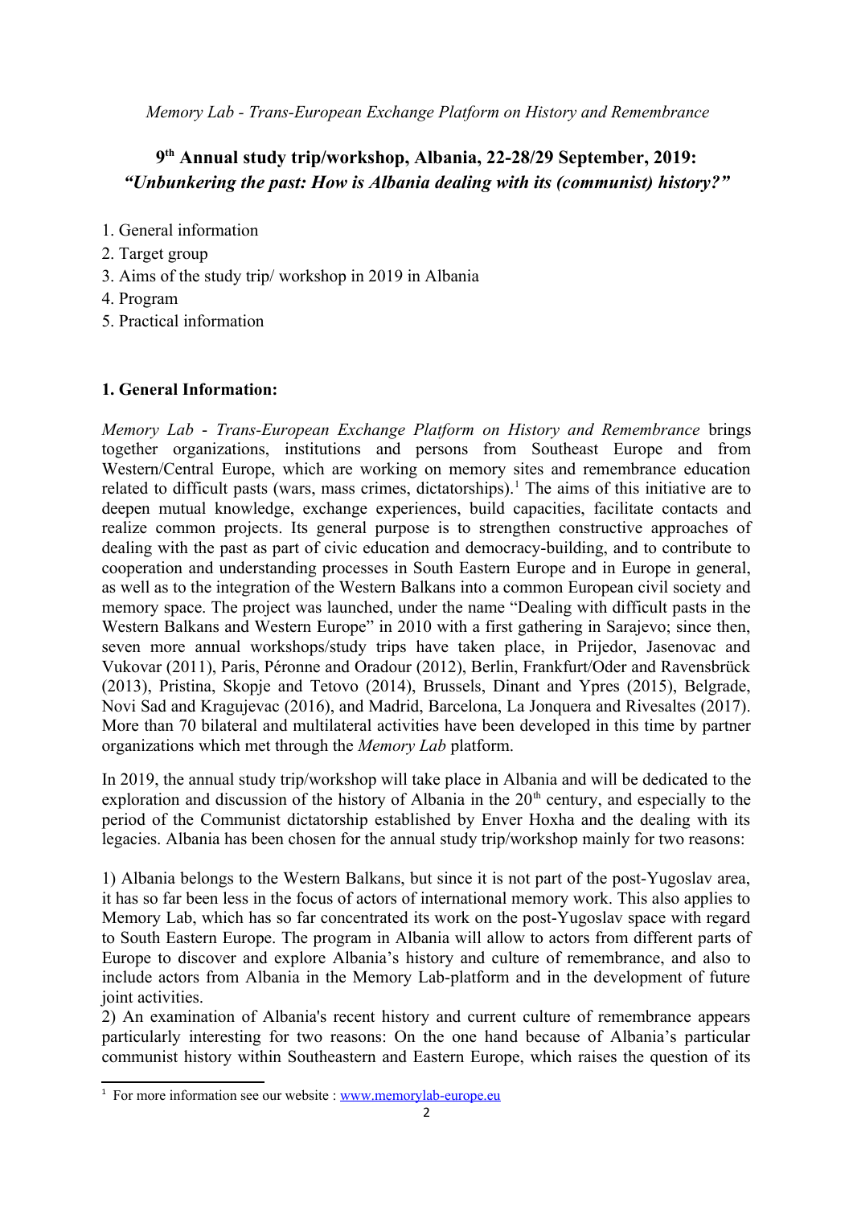*Memory Lab - Trans-European Exchange Platform on History and Remembrance*

## 9th Annual study trip/workshop, Albania, 22-28/29 September, 2019: *"Unbunkering the past: How is Albania dealing with its (communist) history?"*

1. General information
2. Target group
3. Aims of the study trip/ workshop in 2019 in Albania
4. Program
5. Practical information

### 1. General Information:

*Memory Lab - Trans-European Exchange Platform on History and Remembrance* brings together organizations, institutions and persons from Southeast Europe and from Western/Central Europe, which are working on memory sites and remembrance education related to difficult pasts (wars, mass crimes, dictatorships).[1] The aims of this initiative are to deepen mutual knowledge, exchange experiences, build capacities, facilitate contacts and realize common projects. Its general purpose is to strengthen constructive approaches of dealing with the past as part of civic education and democracy-building, and to contribute to cooperation and understanding processes in South Eastern Europe and in Europe in general, as well as to the integration of the Western Balkans into a common European civil society and memory space. The project was launched, under the name "Dealing with difficult pasts in the Western Balkans and Western Europe" in 2010 with a first gathering in Sarajevo; since then, seven more annual workshops/study trips have taken place, in Prijedor, Jasenovac and Vukovar (2011), Paris, Péronne and Oradour (2012), Berlin, Frankfurt/Oder and Ravensbrück (2013), Pristina, Skopje and Tetovo (2014), Brussels, Dinant and Ypres (2015), Belgrade, Novi Sad and Kragujevac (2016), and Madrid, Barcelona, La Jonquera and Rivesaltes (2017). More than 70 bilateral and multilateral activities have been developed in this time by partner organizations which met through the *Memory Lab* platform.

In 2019, the annual study trip/workshop will take place in Albania and will be dedicated to the exploration and discussion of the history of Albania in the 20th century, and especially to the period of the Communist dictatorship established by Enver Hoxha and the dealing with its legacies. Albania has been chosen for the annual study trip/workshop mainly for two reasons:

1) Albania belongs to the Western Balkans, but since it is not part of the post-Yugoslav area, it has so far been less in the focus of actors of international memory work. This also applies to Memory Lab, which has so far concentrated its work on the post-Yugoslav space with regard to South Eastern Europe. The program in Albania will allow to actors from different parts of Europe to discover and explore Albania's history and culture of remembrance, and also to include actors from Albania in the Memory Lab-platform and in the development of future joint activities.
2) An examination of Albania's recent history and current culture of remembrance appears particularly interesting for two reasons: On the one hand because of Albania's particular communist history within Southeastern and Eastern Europe, which raises the question of its

[1] For more information see our website : www.memorylab-europe.eu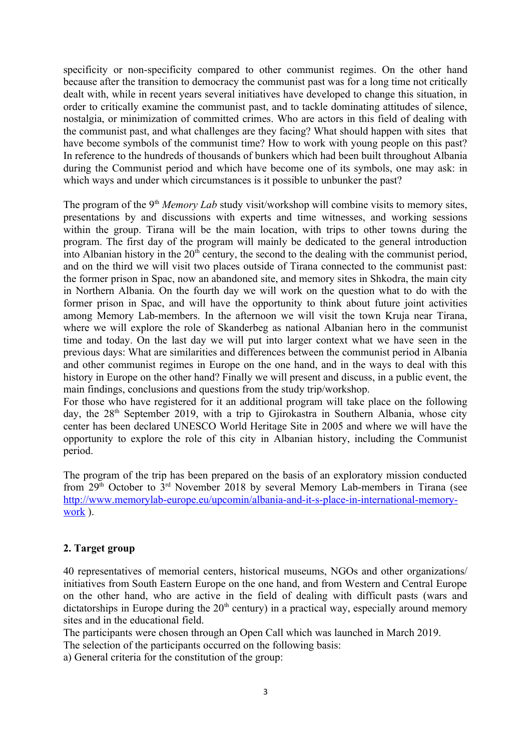specificity or non-specificity compared to other communist regimes. On the other hand because after the transition to democracy the communist past was for a long time not critically dealt with, while in recent years several initiatives have developed to change this situation, in order to critically examine the communist past, and to tackle dominating attitudes of silence, nostalgia, or minimization of committed crimes. Who are actors in this field of dealing with the communist past, and what challenges are they facing? What should happen with sites that have become symbols of the communist time? How to work with young people on this past? In reference to the hundreds of thousands of bunkers which had been built throughout Albania during the Communist period and which have become one of its symbols, one may ask: in which ways and under which circumstances is it possible to unbunker the past?

The program of the 9th *Memory Lab* study visit/workshop will combine visits to memory sites, presentations by and discussions with experts and time witnesses, and working sessions within the group. Tirana will be the main location, with trips to other towns during the program. The first day of the program will mainly be dedicated to the general introduction into Albanian history in the 20th century, the second to the dealing with the communist period, and on the third we will visit two places outside of Tirana connected to the communist past: the former prison in Spac, now an abandoned site, and memory sites in Shkodra, the main city in Northern Albania. On the fourth day we will work on the question what to do with the former prison in Spac, and will have the opportunity to think about future joint activities among Memory Lab-members. In the afternoon we will visit the town Kruja near Tirana, where we will explore the role of Skanderbeg as national Albanian hero in the communist time and today. On the last day we will put into larger context what we have seen in the previous days: What are similarities and differences between the communist period in Albania and other communist regimes in Europe on the one hand, and in the ways to deal with this history in Europe on the other hand? Finally we will present and discuss, in a public event, the main findings, conclusions and questions from the study trip/workshop.

For those who have registered for it an additional program will take place on the following day, the 28th September 2019, with a trip to Gjirokastra in Southern Albania, whose city center has been declared UNESCO World Heritage Site in 2005 and where we will have the opportunity to explore the role of this city in Albanian history, including the Communist period.

The program of the trip has been prepared on the basis of an exploratory mission conducted from 29th October to 3rd November 2018 by several Memory Lab-members in Tirana (see [http://www.memorylab-europe.eu/upcomin/albania-and-it-s-place-in-international-memory-work](http://www.memorylab-europe.eu/upcomin/albania-and-it-s-place-in-international-memory-work) ).

## 2. Target group

40 representatives of memorial centers, historical museums, NGOs and other organizations/ initiatives from South Eastern Europe on the one hand, and from Western and Central Europe on the other hand, who are active in the field of dealing with difficult pasts (wars and dictatorships in Europe during the 20th century) in a practical way, especially around memory sites and in the educational field.

The participants were chosen through an Open Call which was launched in March 2019.

The selection of the participants occurred on the following basis:

a) General criteria for the constitution of the group: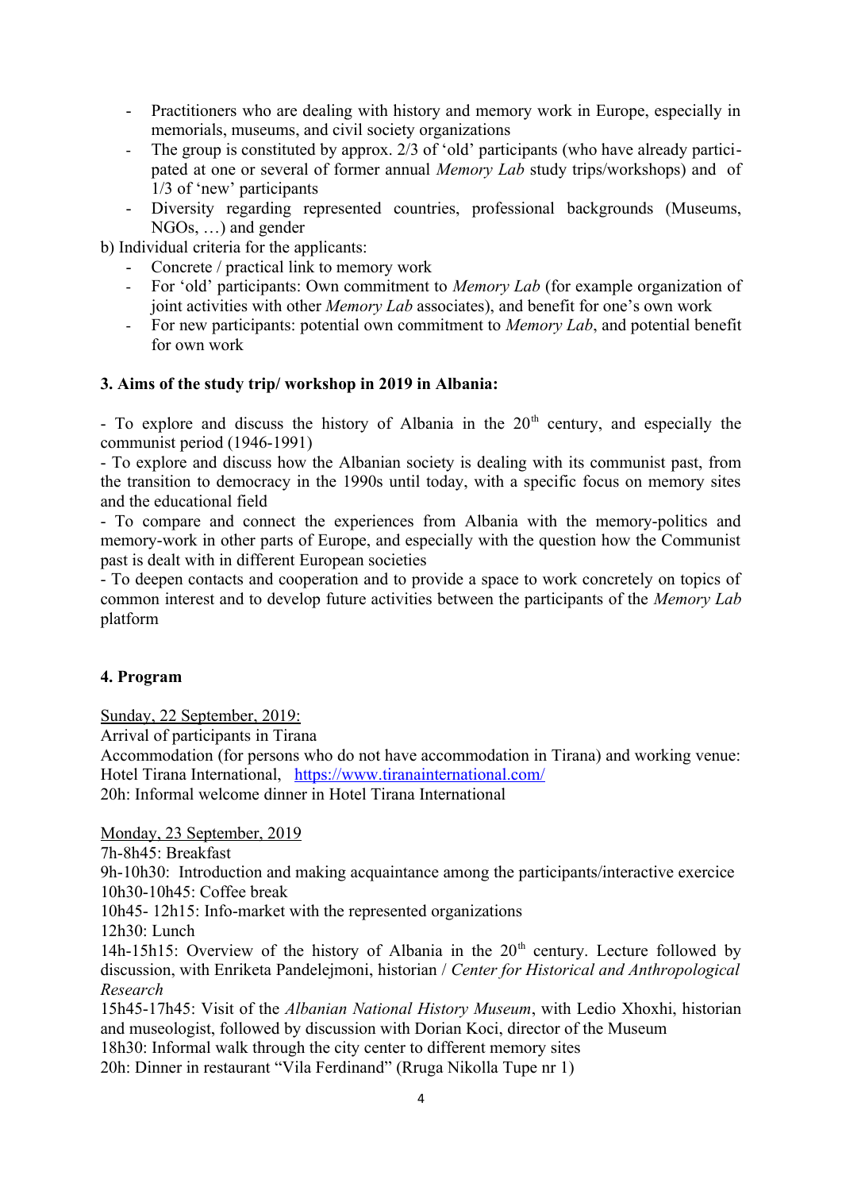- Practitioners who are dealing with history and memory work in Europe, especially in memorials, museums, and civil society organizations
- The group is constituted by approx. 2/3 of 'old' participants (who have already participated at one or several of former annual *Memory Lab* study trips/workshops) and of 1/3 of 'new' participants
- Diversity regarding represented countries, professional backgrounds (Museums, NGOs, …) and gender

b) Individual criteria for the applicants:

- Concrete / practical link to memory work
- For 'old' participants: Own commitment to *Memory Lab* (for example organization of joint activities with other *Memory Lab* associates), and benefit for one's own work
- For new participants: potential own commitment to *Memory Lab*, and potential benefit for own work

**3. Aims of the study trip/ workshop in 2019 in Albania:**

- To explore and discuss the history of Albania in the 20th century, and especially the communist period (1946-1991)
- To explore and discuss how the Albanian society is dealing with its communist past, from the transition to democracy in the 1990s until today, with a specific focus on memory sites and the educational field
- To compare and connect the experiences from Albania with the memory-politics and memory-work in other parts of Europe, and especially with the question how the Communist past is dealt with in different European societies
- To deepen contacts and cooperation and to provide a space to work concretely on topics of common interest and to develop future activities between the participants of the *Memory Lab* platform

**4. Program**

<u>Sunday, 22 September, 2019:</u>

Arrival of participants in Tirana

Accommodation (for persons who do not have accommodation in Tirana) and working venue: Hotel Tirana International, https://www.tiranainternational.com/

20h: Informal welcome dinner in Hotel Tirana International

<u>Monday, 23 September, 2019</u>

7h-8h45: Breakfast

9h-10h30: Introduction and making acquaintance among the participants/interactive exercice

10h30-10h45: Coffee break

10h45- 12h15: Info-market with the represented organizations

12h30: Lunch

14h-15h15: Overview of the history of Albania in the 20th century. Lecture followed by discussion, with Enriketa Pandelejmoni, historian / *Center for Historical and Anthropological Research*

15h45-17h45: Visit of the *Albanian National History Museum*, with Ledio Xhoxhi, historian and museologist, followed by discussion with Dorian Koci, director of the Museum

18h30: Informal walk through the city center to different memory sites

20h: Dinner in restaurant "Vila Ferdinand" (Rruga Nikolla Tupe nr 1)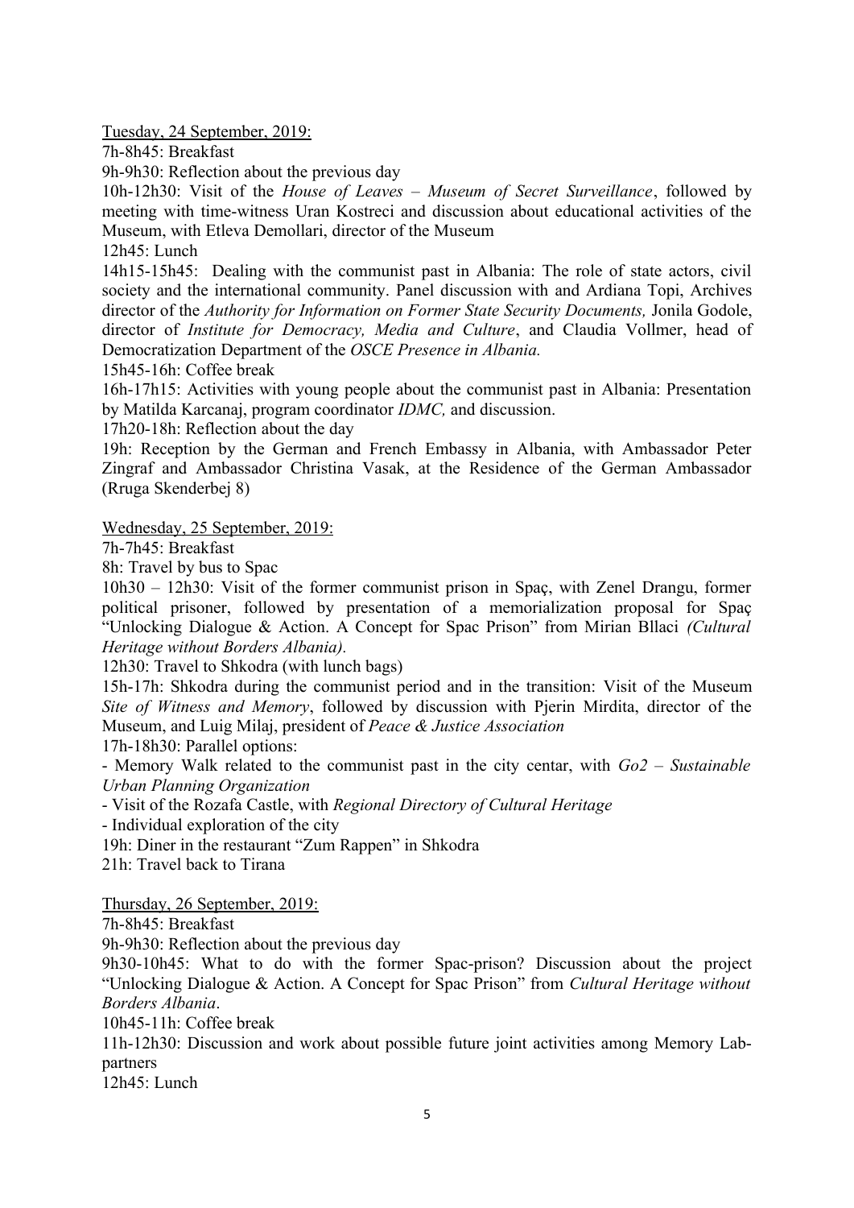<u>Tuesday, 24 September, 2019:</u>

7h-8h45: Breakfast

9h-9h30: Reflection about the previous day

10h-12h30: Visit of the *House of Leaves – Museum of Secret Surveillance*, followed by meeting with time-witness Uran Kostreci and discussion about educational activities of the Museum, with Etleva Demollari, director of the Museum

12h45: Lunch

14h15-15h45: Dealing with the communist past in Albania: The role of state actors, civil society and the international community. Panel discussion with and Ardiana Topi, Archives director of the *Authority for Information on Former State Security Documents,* Jonila Godole, director of *Institute for Democracy, Media and Culture*, and Claudia Vollmer, head of Democratization Department of the *OSCE Presence in Albania.*

15h45-16h: Coffee break

16h-17h15: Activities with young people about the communist past in Albania: Presentation by Matilda Karcanaj, program coordinator *IDMC,* and discussion.

17h20-18h: Reflection about the day

19h: Reception by the German and French Embassy in Albania, with Ambassador Peter Zingraf and Ambassador Christina Vasak, at the Residence of the German Ambassador (Rruga Skenderbej 8)

<u>Wednesday, 25 September, 2019:</u>

7h-7h45: Breakfast

8h: Travel by bus to Spac

10h30 – 12h30: Visit of the former communist prison in Spaç, with Zenel Drangu, former political prisoner, followed by presentation of a memorialization proposal for Spaç "Unlocking Dialogue & Action. A Concept for Spac Prison" from Mirian Bllaci *(Cultural Heritage without Borders Albania).*

12h30: Travel to Shkodra (with lunch bags)

15h-17h: Shkodra during the communist period and in the transition: Visit of the Museum *Site of Witness and Memory*, followed by discussion with Pjerin Mirdita, director of the Museum, and Luig Milaj, president of *Peace & Justice Association*

17h-18h30: Parallel options:

- Memory Walk related to the communist past in the city centar, with *Go2 – Sustainable Urban Planning Organization*
- Visit of the Rozafa Castle, with *Regional Directory of Cultural Heritage*
- Individual exploration of the city

19h: Diner in the restaurant "Zum Rappen" in Shkodra

21h: Travel back to Tirana

<u>Thursday, 26 September, 2019:</u>

7h-8h45: Breakfast

9h-9h30: Reflection about the previous day

9h30-10h45: What to do with the former Spac-prison? Discussion about the project "Unlocking Dialogue & Action. A Concept for Spac Prison" from *Cultural Heritage without Borders Albania*.

10h45-11h: Coffee break

11h-12h30: Discussion and work about possible future joint activities among Memory Lab-partners

12h45: Lunch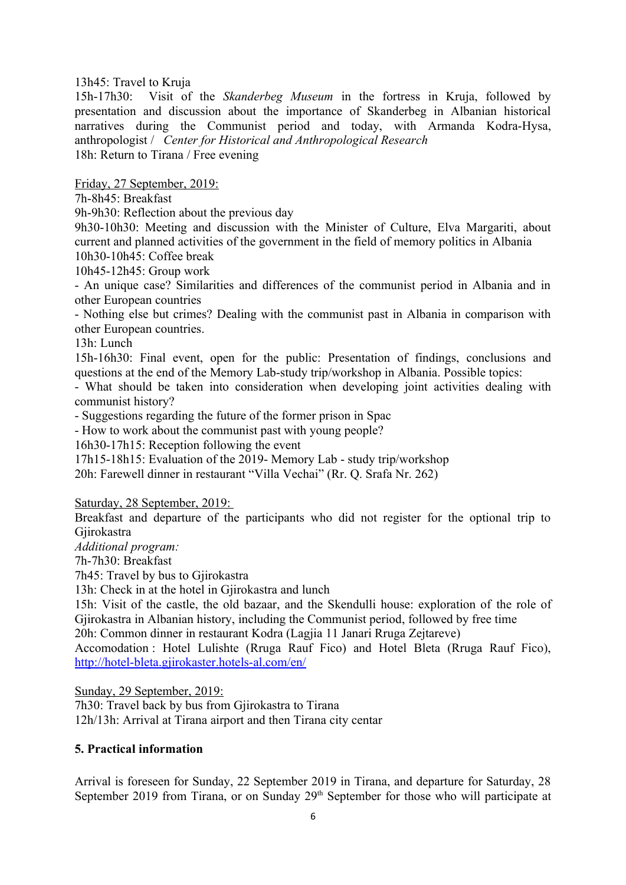13h45: Travel to Kruja
15h-17h30: Visit of the *Skanderbeg Museum* in the fortress in Kruja, followed by presentation and discussion about the importance of Skanderbeg in Albanian historical narratives during the Communist period and today, with Armanda Kodra-Hysa, anthropologist / *Center for Historical and Anthropological Research*
18h: Return to Tirana / Free evening

<u>Friday, 27 September, 2019:</u>
7h-8h45: Breakfast
9h-9h30: Reflection about the previous day
9h30-10h30: Meeting and discussion with the Minister of Culture, Elva Margariti, about current and planned activities of the government in the field of memory politics in Albania
10h30-10h45: Coffee break
10h45-12h45: Group work
- An unique case? Similarities and differences of the communist period in Albania and in other European countries
- Nothing else but crimes? Dealing with the communist past in Albania in comparison with other European countries.
13h: Lunch
15h-16h30: Final event, open for the public: Presentation of findings, conclusions and questions at the end of the Memory Lab-study trip/workshop in Albania. Possible topics:
- What should be taken into consideration when developing joint activities dealing with communist history?
- Suggestions regarding the future of the former prison in Spac
- How to work about the communist past with young people?
16h30-17h15: Reception following the event
17h15-18h15: Evaluation of the 2019- Memory Lab - study trip/workshop
20h: Farewell dinner in restaurant "Villa Vechai" (Rr. Q. Srafa Nr. 262)

<u>Saturday, 28 September, 2019:</u>
Breakfast and departure of the participants who did not register for the optional trip to Gjirokastra
*Additional program:*
7h-7h30: Breakfast
7h45: Travel by bus to Gjirokastra
13h: Check in at the hotel in Gjirokastra and lunch
15h: Visit of the castle, the old bazaar, and the Skendulli house: exploration of the role of Gjirokastra in Albanian history, including the Communist period, followed by free time
20h: Common dinner in restaurant Kodra (Lagjia 11 Janari Rruga Zejtareve)
Accomodation : Hotel Lulishte (Rruga Rauf Fico) and Hotel Bleta (Rruga Rauf Fico), http://hotel-bleta.gjirokaster.hotels-al.com/en/

<u>Sunday, 29 September, 2019:</u>
7h30: Travel back by bus from Gjirokastra to Tirana
12h/13h: Arrival at Tirana airport and then Tirana city centar

## 5. Practical information

Arrival is foreseen for Sunday, 22 September 2019 in Tirana, and departure for Saturday, 28 September 2019 from Tirana, or on Sunday 29th September for those who will participate at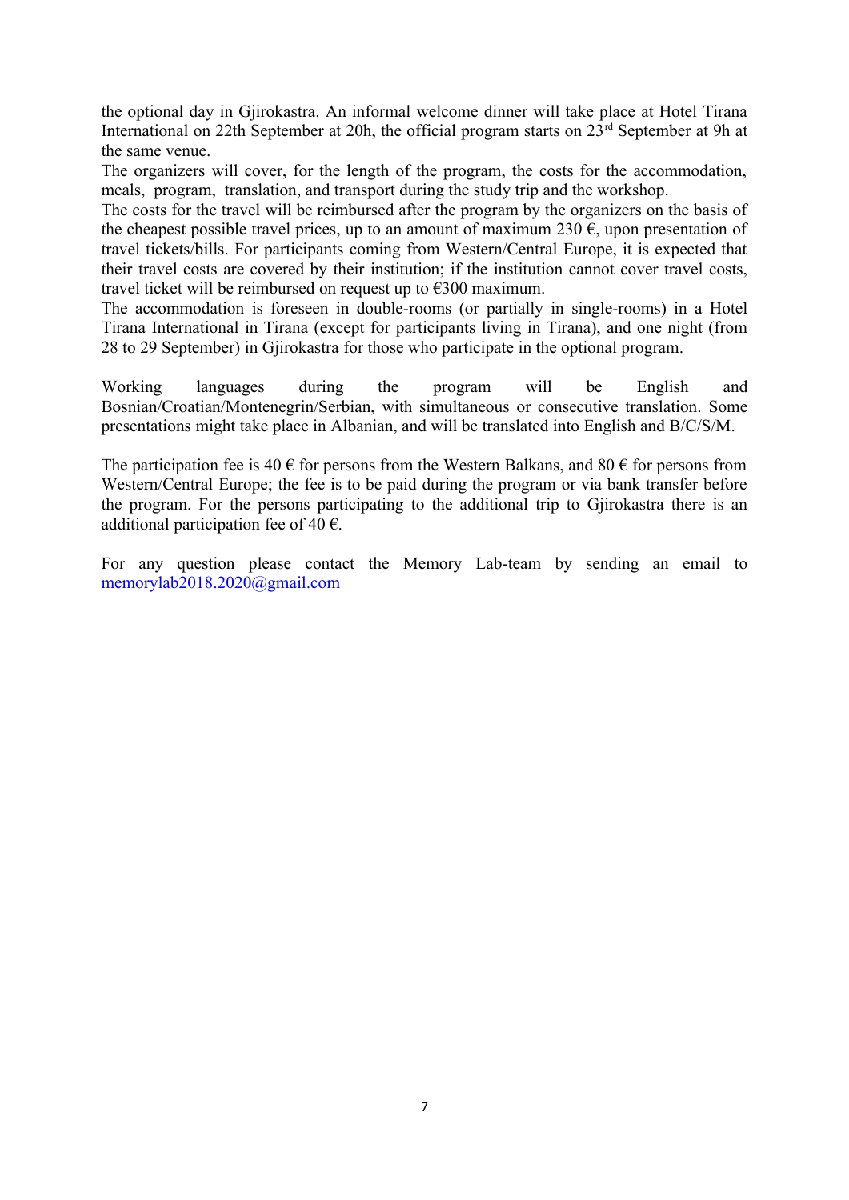the optional day in Gjirokastra. An informal welcome dinner will take place at Hotel Tirana International on 22th September at 20h, the official program starts on 23rd September at 9h at the same venue.

The organizers will cover, for the length of the program, the costs for the accommodation, meals, program, translation, and transport during the study trip and the workshop.

The costs for the travel will be reimbursed after the program by the organizers on the basis of the cheapest possible travel prices, up to an amount of maximum 230 €, upon presentation of travel tickets/bills. For participants coming from Western/Central Europe, it is expected that their travel costs are covered by their institution; if the institution cannot cover travel costs, travel ticket will be reimbursed on request up to €300 maximum.

The accommodation is foreseen in double-rooms (or partially in single-rooms) in a Hotel Tirana International in Tirana (except for participants living in Tirana), and one night (from 28 to 29 September) in Gjirokastra for those who participate in the optional program.

Working languages during the program will be English and Bosnian/Croatian/Montenegrin/Serbian, with simultaneous or consecutive translation. Some presentations might take place in Albanian, and will be translated into English and B/C/S/M.

The participation fee is 40 € for persons from the Western Balkans, and 80 € for persons from Western/Central Europe; the fee is to be paid during the program or via bank transfer before the program. For the persons participating to the additional trip to Gjirokastra there is an additional participation fee of 40 €.

For any question please contact the Memory Lab-team by sending an email to memorylab2018.2020@gmail.com